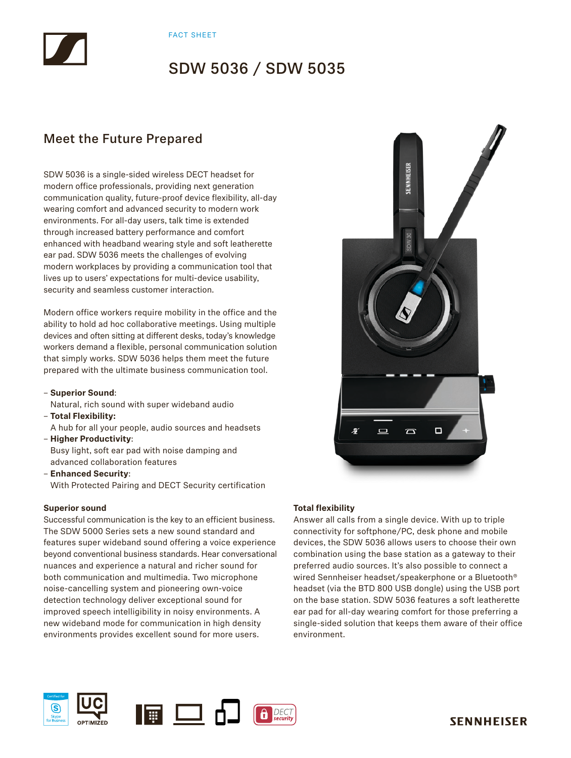FACT SHEET

# SDW 5036 / SDW 5035

## Meet the Future Prepared

SDW 5036 is a single-sided wireless DECT headset for modern office professionals, providing next generation communication quality, future-proof device flexibility, all-day wearing comfort and advanced security to modern work environments. For all-day users, talk time is extended through increased battery performance and comfort enhanced with headband wearing style and soft leatherette ear pad. SDW 5036 meets the challenges of evolving modern workplaces by providing a communication tool that lives up to users' expectations for multi-device usability, security and seamless customer interaction.

Modern office workers require mobility in the office and the ability to hold ad hoc collaborative meetings. Using multiple devices and often sitting at different desks, today's knowledge workers demand a flexible, personal communication solution that simply works. SDW 5036 helps them meet the future prepared with the ultimate business communication tool.

- **Superior Sound**:
  Natural, rich sound with super wideband audio
- **Total Flexibility:**
  A hub for all your people, audio sources and headsets
- **Higher Productivity**:
  Busy light, soft ear pad with noise damping and advanced collaboration features
- **Enhanced Security**:
  With Protected Pairing and DECT Security certification

**Superior sound**
Successful communication is the key to an efficient business. The SDW 5000 Series sets a new sound standard and features super wideband sound offering a voice experience beyond conventional business standards. Hear conversational nuances and experience a natural and richer sound for both communication and multimedia. Two microphone noise-cancelling system and pioneering own-voice detection technology deliver exceptional sound for improved speech intelligibility in noisy environments. A new wideband mode for communication in high density environments provides excellent sound for more users.

**Total flexibility**
Answer all calls from a single device. With up to triple connectivity for softphone/PC, desk phone and mobile devices, the SDW 5036 allows users to choose their own combination using the base station as a gateway to their preferred audio sources. It's also possible to connect a wired Sennheiser headset/speakerphone or a Bluetooth® headset (via the BTD 800 USB dongle) using the USB port on the base station. SDW 5036 features a soft leatherette ear pad for all-day wearing comfort for those preferring a single-sided solution that keeps them aware of their office environment.

Certified for Skype for Business

UC OPTIMIZED

DECT security

SENNHEISER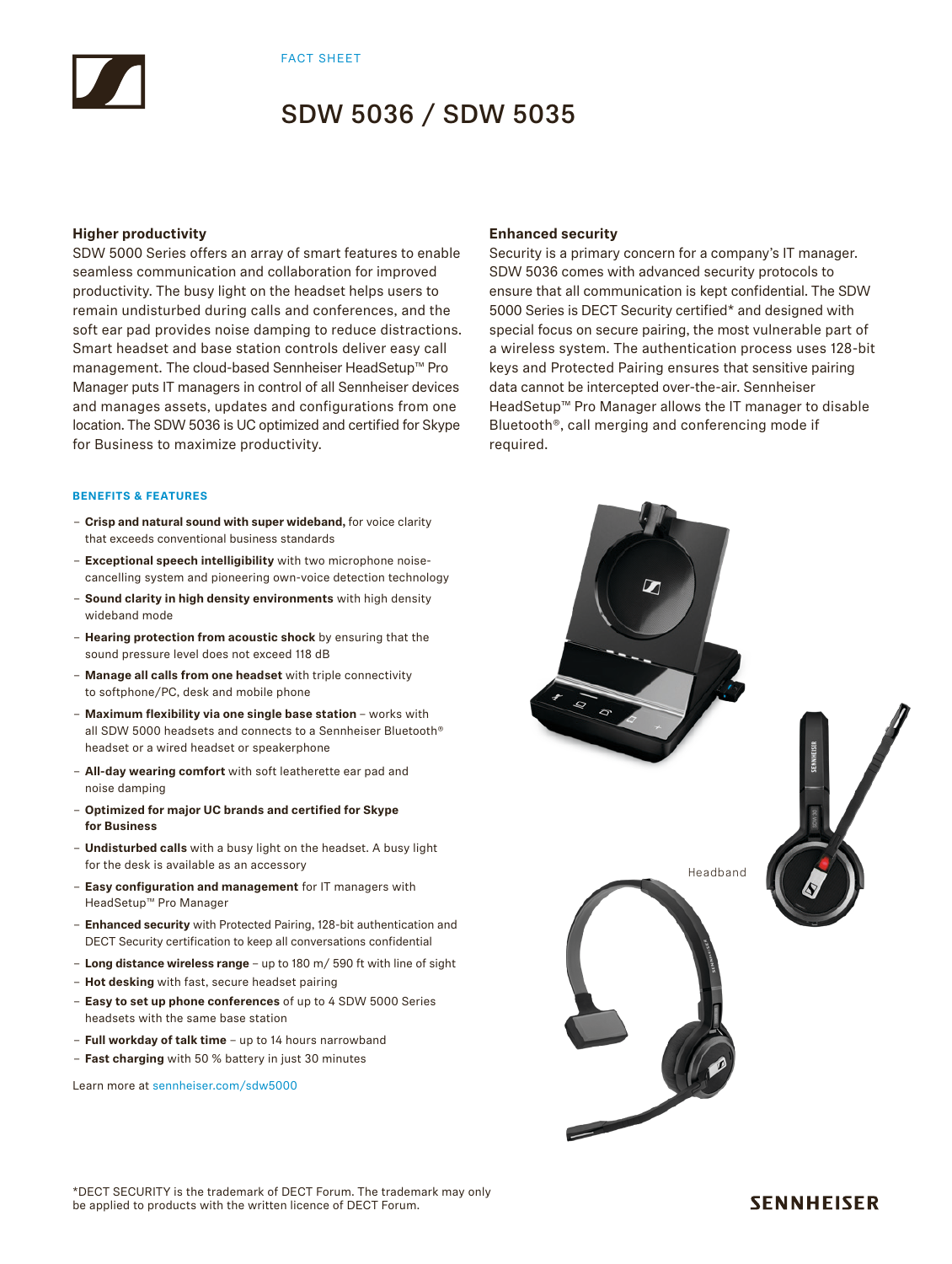FACT SHEET

# SDW 5036 / SDW 5035

### Higher productivity

SDW 5000 Series offers an array of smart features to enable seamless communication and collaboration for improved productivity. The busy light on the headset helps users to remain undisturbed during calls and conferences, and the soft ear pad provides noise damping to reduce distractions. Smart headset and base station controls deliver easy call management. The cloud-based Sennheiser HeadSetup™ Pro Manager puts IT managers in control of all Sennheiser devices and manages assets, updates and configurations from one location. The SDW 5036 is UC optimized and certified for Skype for Business to maximize productivity.

### Enhanced security

Security is a primary concern for a company's IT manager. SDW 5036 comes with advanced security protocols to ensure that all communication is kept confidential. The SDW 5000 Series is DECT Security certified* and designed with special focus on secure pairing, the most vulnerable part of a wireless system. The authentication process uses 128-bit keys and Protected Pairing ensures that sensitive pairing data cannot be intercepted over-the-air. Sennheiser HeadSetup™ Pro Manager allows the IT manager to disable Bluetooth®, call merging and conferencing mode if required.

### BENEFITS & FEATURES

- **Crisp and natural sound with super wideband,** for voice clarity that exceeds conventional business standards
- **Exceptional speech intelligibility** with two microphone noise-cancelling system and pioneering own-voice detection technology
- **Sound clarity in high density environments** with high density wideband mode
- **Hearing protection from acoustic shock** by ensuring that the sound pressure level does not exceed 118 dB
- **Manage all calls from one headset** with triple connectivity to softphone/PC, desk and mobile phone
- **Maximum flexibility via one single base station** – works with all SDW 5000 headsets and connects to a Sennheiser Bluetooth® headset or a wired headset or speakerphone
- **All-day wearing comfort** with soft leatherette ear pad and noise damping
- **Optimized for major UC brands and certified for Skype for Business**
- **Undisturbed calls** with a busy light on the headset. A busy light for the desk is available as an accessory
- **Easy configuration and management** for IT managers with HeadSetup™ Pro Manager
- **Enhanced security** with Protected Pairing, 128-bit authentication and DECT Security certification to keep all conversations confidential
- **Long distance wireless range** – up to 180 m/ 590 ft with line of sight
- **Hot desking** with fast, secure headset pairing
- **Easy to set up phone conferences** of up to 4 SDW 5000 Series headsets with the same base station
- **Full workday of talk time** – up to 14 hours narrowband
- **Fast charging** with 50 % battery in just 30 minutes

Learn more at sennheiser.com/sdw5000

Headband

*DECT SECURITY is the trademark of DECT Forum. The trademark may only be applied to products with the written licence of DECT Forum.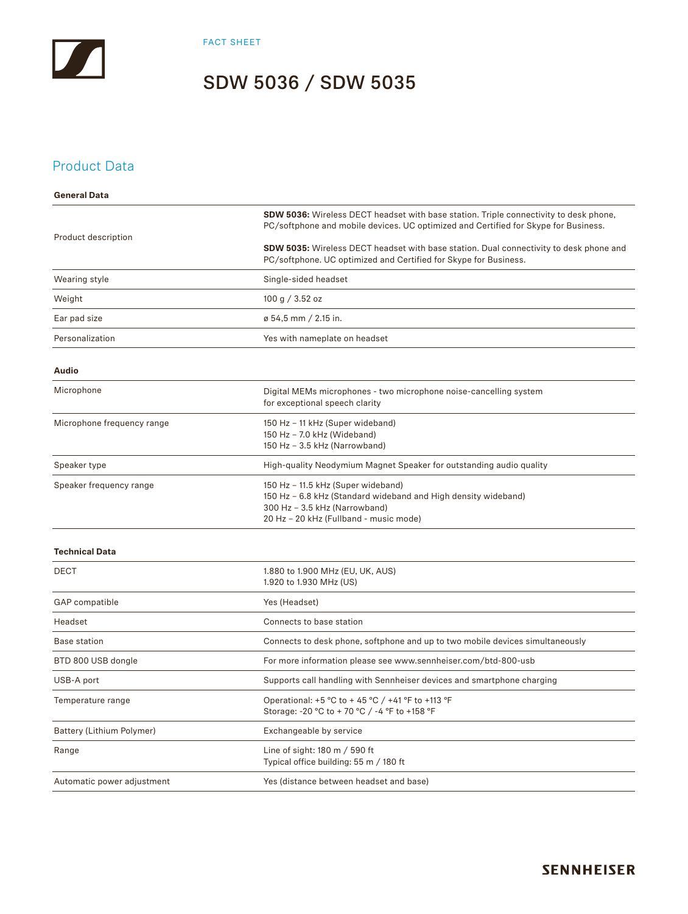FACT SHEET

# SDW 5036 / SDW 5035

## Product Data

### General Data

| | |
|---|---|
| Product description | **SDW 5036:** Wireless DECT headset with base station. Triple connectivity to desk phone, PC/softphone and mobile devices. UC optimized and Certified for Skype for Business.<br><br>**SDW 5035:** Wireless DECT headset with base station. Dual connectivity to desk phone and PC/softphone. UC optimized and Certified for Skype for Business. |
| Wearing style | Single-sided headset |
| Weight | 100 g / 3.52 oz |
| Ear pad size | ø 54,5 mm / 2.15 in. |
| Personalization | Yes with nameplate on headset |

### Audio

| | |
|---|---|
| Microphone | Digital MEMs microphones - two microphone noise-cancelling system for exceptional speech clarity |
| Microphone frequency range | 150 Hz – 11 kHz (Super wideband)<br>150 Hz – 7.0 kHz (Wideband)<br>150 Hz – 3.5 kHz (Narrowband) |
| Speaker type | High-quality Neodymium Magnet Speaker for outstanding audio quality |
| Speaker frequency range | 150 Hz – 11.5 kHz (Super wideband)<br>150 Hz – 6.8 kHz (Standard wideband and High density wideband)<br>300 Hz – 3.5 kHz (Narrowband)<br>20 Hz – 20 kHz (Fullband - music mode) |

### Technical Data

| | |
|---|---|
| DECT | 1.880 to 1.900 MHz (EU, UK, AUS)<br>1.920 to 1.930 MHz (US) |
| GAP compatible | Yes (Headset) |
| Headset | Connects to base station |
| Base station | Connects to desk phone, softphone and up to two mobile devices simultaneously |
| BTD 800 USB dongle | For more information please see www.sennheiser.com/btd-800-usb |
| USB-A port | Supports call handling with Sennheiser devices and smartphone charging |
| Temperature range | Operational: +5 °C to + 45 °C / +41 °F to +113 °F<br>Storage: -20 °C to + 70 °C / -4 °F to +158 °F |
| Battery (Lithium Polymer) | Exchangeable by service |
| Range | Line of sight: 180 m / 590 ft<br>Typical office building: 55 m / 180 ft |
| Automatic power adjustment | Yes (distance between headset and base) |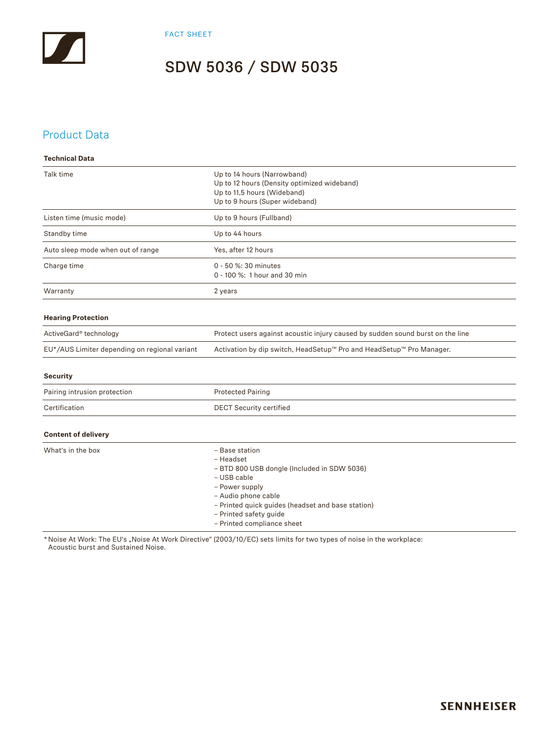FACT SHEET

# SDW 5036 / SDW 5035

## Product Data

**Technical Data**

| | |
|---|---|
| Talk time | Up to 14 hours (Narrowband)<br>Up to 12 hours (Density optimized wideband)<br>Up to 11,5 hours (Wideband)<br>Up to 9 hours (Super wideband) |
| Listen time (music mode) | Up to 9 hours (Fullband) |
| Standby time | Up to 44 hours |
| Auto sleep mode when out of range | Yes, after 12 hours |
| Charge time | 0 - 50 %: 30 minutes<br>0 - 100 %: 1 hour and 30 min |
| Warranty | 2 years |

**Hearing Protection**

| | |
|---|---|
| ActiveGard® technology | Protect users against acoustic injury caused by sudden sound burst on the line |
| EU*/AUS Limiter depending on regional variant | Activation by dip switch, HeadSetup™ Pro and HeadSetup™ Pro Manager. |

**Security**

| | |
|---|---|
| Pairing intrusion protection | Protected Pairing |
| Certification | DECT Security certified |

**Content of delivery**

| | |
|---|---|
| What's in the box | – Base station<br>– Headset<br>– BTD 800 USB dongle (Included in SDW 5036)<br>– USB cable<br>– Power supply<br>– Audio phone cable<br>– Printed quick guides (headset and base station)<br>– Printed safety guide<br>– Printed compliance sheet |

* Noise At Work: The EU's „Noise At Work Directive" (2003/10/EC) sets limits for two types of noise in the workplace: Acoustic burst and Sustained Noise.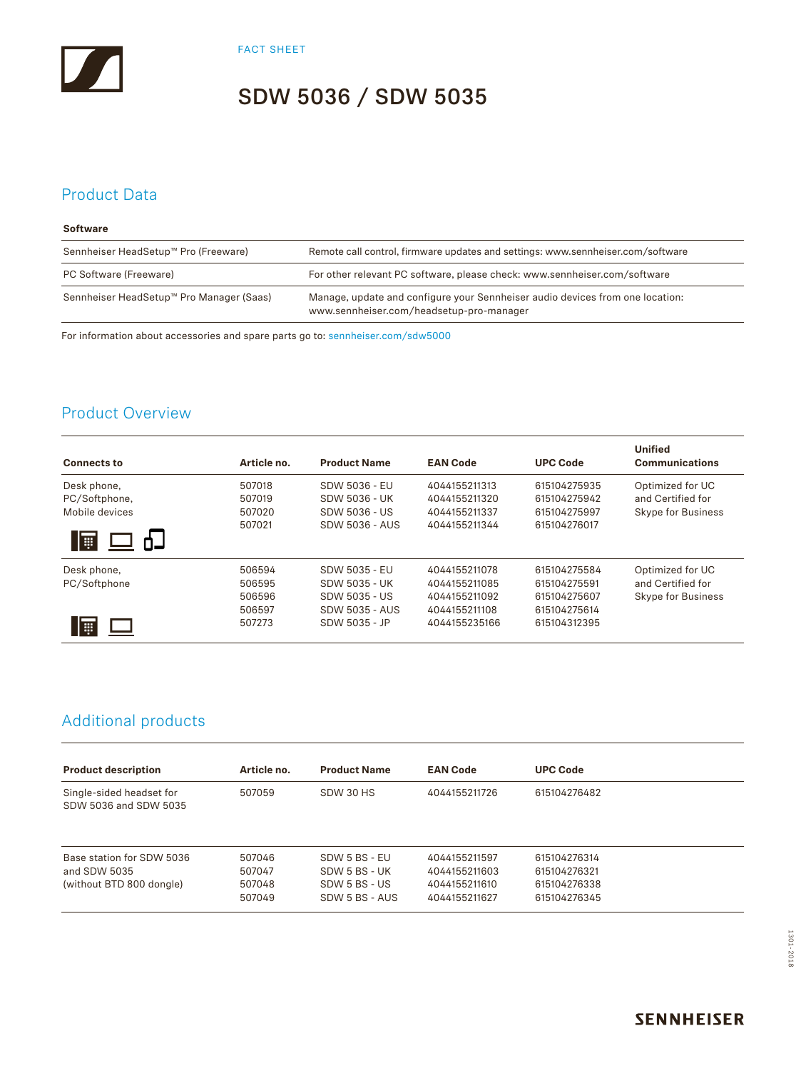FACT SHEET

# SDW 5036 / SDW 5035

## Product Data

| Software | |
|---|---|
| Sennheiser HeadSetup™ Pro (Freeware) | Remote call control, firmware updates and settings: www.sennheiser.com/software |
| PC Software (Freeware) | For other relevant PC software, please check: www.sennheiser.com/software |
| Sennheiser HeadSetup™ Pro Manager (Saas) | Manage, update and configure your Sennheiser audio devices from one location: www.sennheiser.com/headsetup-pro-manager |

For information about accessories and spare parts go to: sennheiser.com/sdw5000

## Product Overview

| Connects to | Article no. | Product Name | EAN Code | UPC Code | Unified Communications |
|---|---|---|---|---|---|
| Desk phone, PC/Softphone, Mobile devices | 507018<br>507019<br>507020<br>507021 | SDW 5036 - EU<br>SDW 5036 - UK<br>SDW 5036 - US<br>SDW 5036 - AUS | 4044155211313<br>4044155211320<br>4044155211337<br>4044155211344 | 615104275935<br>615104275942<br>615104275997<br>615104276017 | Optimized for UC and Certified for Skype for Business |
| Desk phone, PC/Softphone | 506594<br>506595<br>506596<br>506597<br>507273 | SDW 5035 - EU<br>SDW 5035 - UK<br>SDW 5035 - US<br>SDW 5035 - AUS<br>SDW 5035 - JP | 4044155211078<br>4044155211085<br>4044155211092<br>4044155211108<br>4044155235166 | 615104275584<br>615104275591<br>615104275607<br>615104275614<br>615104312395 | Optimized for UC and Certified for Skype for Business |

## Additional products

| Product description | Article no. | Product Name | EAN Code | UPC Code |
|---|---|---|---|---|
| Single-sided headset for SDW 5036 and SDW 5035 | 507059 | SDW 30 HS | 4044155211726 | 615104276482 |
| Base station for SDW 5036 and SDW 5035 (without BTD 800 dongle) | 507046<br>507047<br>507048<br>507049 | SDW 5 BS - EU<br>SDW 5 BS - UK<br>SDW 5 BS - US<br>SDW 5 BS - AUS | 4044155211597<br>4044155211603<br>4044155211610<br>4044155211627 | 615104276314<br>615104276321<br>615104276338<br>615104276345 |

1301-2018

SENNHEISER